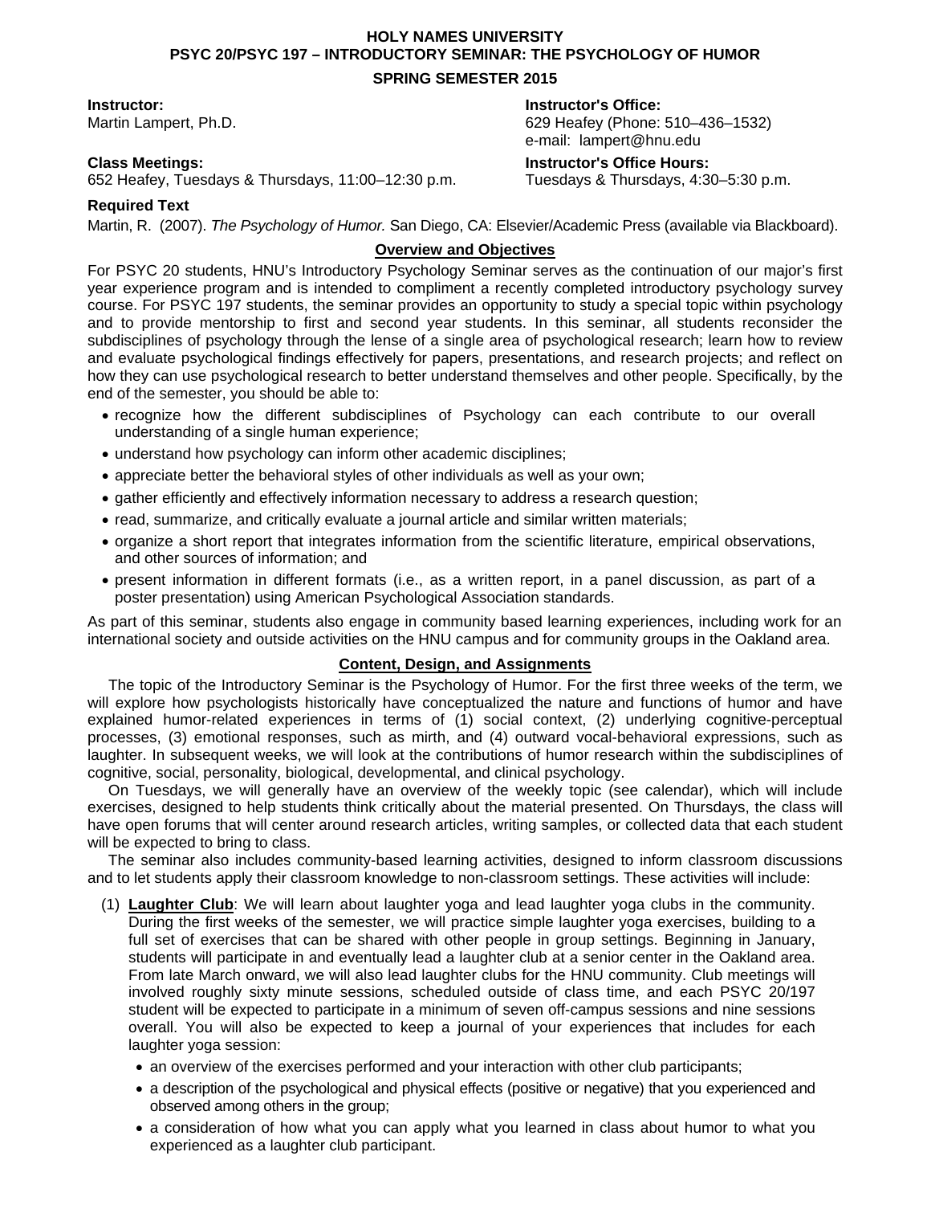# HOLY NAMES UNIVERSITY
## PSYC 20/PSYC 197 – INTRODUCTORY SEMINAR: THE PSYCHOLOGY OF HUMOR
### SPRING SEMESTER 2015

**Instructor:**
Martin Lampert, Ph.D.

**Instructor's Office:**
629 Heafey (Phone: 510–436–1532)
e-mail: lampert@hnu.edu

**Class Meetings:**
652 Heafey, Tuesdays & Thursdays, 11:00–12:30 p.m.

**Instructor's Office Hours:**
Tuesdays & Thursdays, 4:30–5:30 p.m.

**Required Text**

Martin, R. (2007). *The Psychology of Humor.* San Diego, CA: Elsevier/Academic Press (available via Blackboard).

### Overview and Objectives

For PSYC 20 students, HNU's Introductory Psychology Seminar serves as the continuation of our major's first year experience program and is intended to compliment a recently completed introductory psychology survey course. For PSYC 197 students, the seminar provides an opportunity to study a special topic within psychology and to provide mentorship to first and second year students. In this seminar, all students reconsider the subdisciplines of psychology through the lense of a single area of psychological research; learn how to review and evaluate psychological findings effectively for papers, presentations, and research projects; and reflect on how they can use psychological research to better understand themselves and other people. Specifically, by the end of the semester, you should be able to:

- recognize how the different subdisciplines of Psychology can each contribute to our overall understanding of a single human experience;
- understand how psychology can inform other academic disciplines;
- appreciate better the behavioral styles of other individuals as well as your own;
- gather efficiently and effectively information necessary to address a research question;
- read, summarize, and critically evaluate a journal article and similar written materials;
- organize a short report that integrates information from the scientific literature, empirical observations, and other sources of information; and
- present information in different formats (i.e., as a written report, in a panel discussion, as part of a poster presentation) using American Psychological Association standards.

As part of this seminar, students also engage in community based learning experiences, including work for an international society and outside activities on the HNU campus and for community groups in the Oakland area.

### Content, Design, and Assignments

The topic of the Introductory Seminar is the Psychology of Humor. For the first three weeks of the term, we will explore how psychologists historically have conceptualized the nature and functions of humor and have explained humor-related experiences in terms of (1) social context, (2) underlying cognitive-perceptual processes, (3) emotional responses, such as mirth, and (4) outward vocal-behavioral expressions, such as laughter. In subsequent weeks, we will look at the contributions of humor research within the subdisciplines of cognitive, social, personality, biological, developmental, and clinical psychology.

On Tuesdays, we will generally have an overview of the weekly topic (see calendar), which will include exercises, designed to help students think critically about the material presented. On Thursdays, the class will have open forums that will center around research articles, writing samples, or collected data that each student will be expected to bring to class.

The seminar also includes community-based learning activities, designed to inform classroom discussions and to let students apply their classroom knowledge to non-classroom settings. These activities will include:

(1) **Laughter Club**: We will learn about laughter yoga and lead laughter yoga clubs in the community. During the first weeks of the semester, we will practice simple laughter yoga exercises, building to a full set of exercises that can be shared with other people in group settings. Beginning in January, students will participate in and eventually lead a laughter club at a senior center in the Oakland area. From late March onward, we will also lead laughter clubs for the HNU community. Club meetings will involved roughly sixty minute sessions, scheduled outside of class time, and each PSYC 20/197 student will be expected to participate in a minimum of seven off-campus sessions and nine sessions overall. You will also be expected to keep a journal of your experiences that includes for each laughter yoga session:

- an overview of the exercises performed and your interaction with other club participants;
- a description of the psychological and physical effects (positive or negative) that you experienced and observed among others in the group;
- a consideration of how what you can apply what you learned in class about humor to what you experienced as a laughter club participant.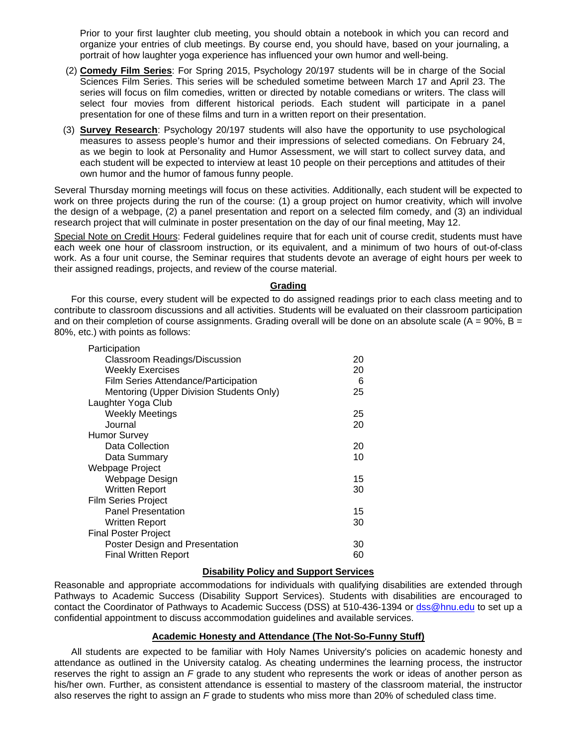Prior to your first laughter club meeting, you should obtain a notebook in which you can record and organize your entries of club meetings. By course end, you should have, based on your journaling, a portrait of how laughter yoga experience has influenced your own humor and well-being.

(2) **Comedy Film Series**: For Spring 2015, Psychology 20/197 students will be in charge of the Social Sciences Film Series. This series will be scheduled sometime between March 17 and April 23. The series will focus on film comedies, written or directed by notable comedians or writers. The class will select four movies from different historical periods. Each student will participate in a panel presentation for one of these films and turn in a written report on their presentation.

(3) **Survey Research**: Psychology 20/197 students will also have the opportunity to use psychological measures to assess people's humor and their impressions of selected comedians. On February 24, as we begin to look at Personality and Humor Assessment, we will start to collect survey data, and each student will be expected to interview at least 10 people on their perceptions and attitudes of their own humor and the humor of famous funny people.

Several Thursday morning meetings will focus on these activities. Additionally, each student will be expected to work on three projects during the run of the course: (1) a group project on humor creativity, which will involve the design of a webpage, (2) a panel presentation and report on a selected film comedy, and (3) an individual research project that will culminate in poster presentation on the day of our final meeting, May 12.

Special Note on Credit Hours: Federal guidelines require that for each unit of course credit, students must have each week one hour of classroom instruction, or its equivalent, and a minimum of two hours of out-of-class work. As a four unit course, the Seminar requires that students devote an average of eight hours per week to their assigned readings, projects, and review of the course material.

## Grading

For this course, every student will be expected to do assigned readings prior to each class meeting and to contribute to classroom discussions and all activities. Students will be evaluated on their classroom participation and on their completion of course assignments. Grading overall will be done on an absolute scale (A = 90%, B = 80%, etc.) with points as follows:

| Item | Points |
|---|---|
| **Participation** | |
| Classroom Readings/Discussion | 20 |
| Weekly Exercises | 20 |
| Film Series Attendance/Participation | 6 |
| Mentoring (Upper Division Students Only) | 25 |
| **Laughter Yoga Club** | |
| Weekly Meetings | 25 |
| Journal | 20 |
| **Humor Survey** | |
| Data Collection | 20 |
| Data Summary | 10 |
| **Webpage Project** | |
| Webpage Design | 15 |
| Written Report | 30 |
| **Film Series Project** | |
| Panel Presentation | 15 |
| Written Report | 30 |
| **Final Poster Project** | |
| Poster Design and Presentation | 30 |
| Final Written Report | 60 |

## Disability Policy and Support Services

Reasonable and appropriate accommodations for individuals with qualifying disabilities are extended through Pathways to Academic Success (Disability Support Services). Students with disabilities are encouraged to contact the Coordinator of Pathways to Academic Success (DSS) at 510-436-1394 or dss@hnu.edu to set up a confidential appointment to discuss accommodation guidelines and available services.

## Academic Honesty and Attendance (The Not-So-Funny Stuff)

All students are expected to be familiar with Holy Names University's policies on academic honesty and attendance as outlined in the University catalog. As cheating undermines the learning process, the instructor reserves the right to assign an *F* grade to any student who represents the work or ideas of another person as his/her own. Further, as consistent attendance is essential to mastery of the classroom material, the instructor also reserves the right to assign an *F* grade to students who miss more than 20% of scheduled class time.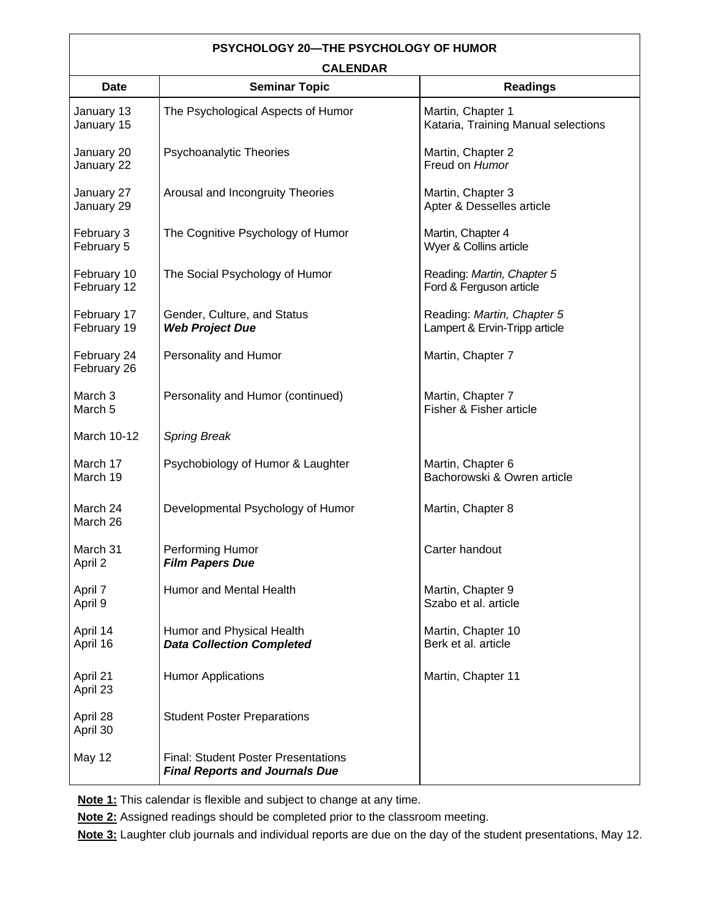**PSYCHOLOGY 20—THE PSYCHOLOGY OF HUMOR**

**CALENDAR**

| Date | Seminar Topic | Readings |
|---|---|---|
| January 13<br>January 15 | The Psychological Aspects of Humor | Martin, Chapter 1<br>Kataria, Training Manual selections |
| January 20<br>January 22 | Psychoanalytic Theories | Martin, Chapter 2<br>Freud on *Humor* |
| January 27<br>January 29 | Arousal and Incongruity Theories | Martin, Chapter 3<br>Apter & Desselles article |
| February 3<br>February 5 | The Cognitive Psychology of Humor | Martin, Chapter 4<br>Wyer & Collins article |
| February 10<br>February 12 | The Social Psychology of Humor | Reading: *Martin, Chapter 5*<br>Ford & Ferguson article |
| February 17<br>February 19 | Gender, Culture, and Status<br>***Web Project Due*** | Reading: *Martin, Chapter 5*<br>Lampert & Ervin-Tripp article |
| February 24<br>February 26 | Personality and Humor | Martin, Chapter 7 |
| March 3<br>March 5 | Personality and Humor (continued) | Martin, Chapter 7<br>Fisher & Fisher article |
| March 10-12 | *Spring Break* | |
| March 17<br>March 19 | Psychobiology of Humor & Laughter | Martin, Chapter 6<br>Bachorowski & Owren article |
| March 24<br>March 26 | Developmental Psychology of Humor | Martin, Chapter 8 |
| March 31<br>April 2 | Performing Humor<br>***Film Papers Due*** | Carter handout |
| April 7<br>April 9 | Humor and Mental Health | Martin, Chapter 9<br>Szabo et al. article |
| April 14<br>April 16 | Humor and Physical Health<br>***Data Collection Completed*** | Martin, Chapter 10<br>Berk et al. article |
| April 21<br>April 23 | Humor Applications | Martin, Chapter 11 |
| April 28<br>April 30 | Student Poster Preparations | |
| May 12 | Final: Student Poster Presentations<br>***Final Reports and Journals Due*** | |

**Note 1:** This calendar is flexible and subject to change at any time.

**Note 2:** Assigned readings should be completed prior to the classroom meeting.

**Note 3:** Laughter club journals and individual reports are due on the day of the student presentations, May 12.